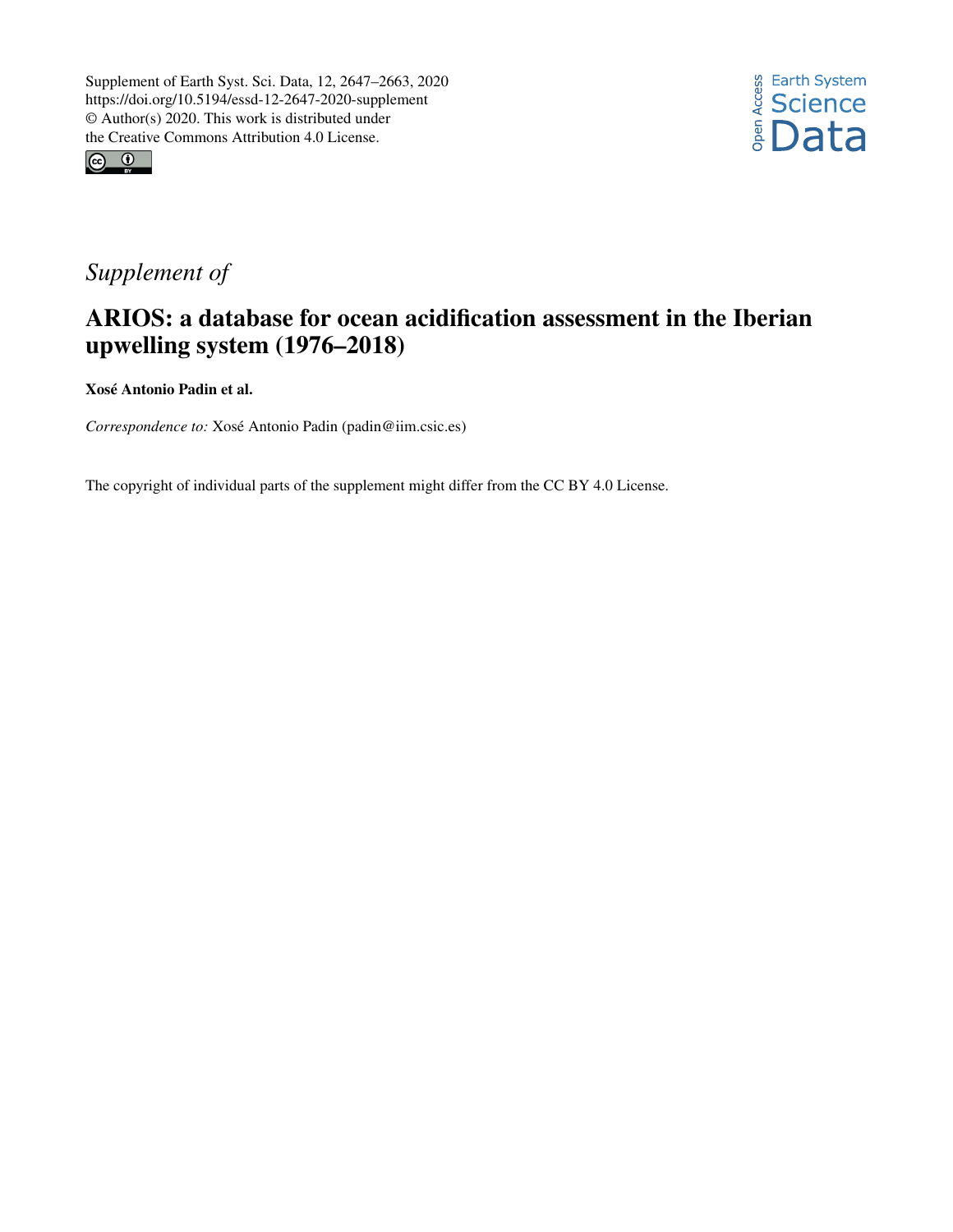Supplement of Earth Syst. Sci. Data, 12, 2647–2663, 2020
https://doi.org/10.5194/essd-12-2647-2020-supplement
© Author(s) 2020. This work is distributed under
the Creative Commons Attribution 4.0 License.

*Supplement of*

# ARIOS: a database for ocean acidification assessment in the Iberian upwelling system (1976–2018)

**Xosé Antonio Padin et al.**

*Correspondence to:* Xosé Antonio Padin (padin@iim.csic.es)

The copyright of individual parts of the supplement might differ from the CC BY 4.0 License.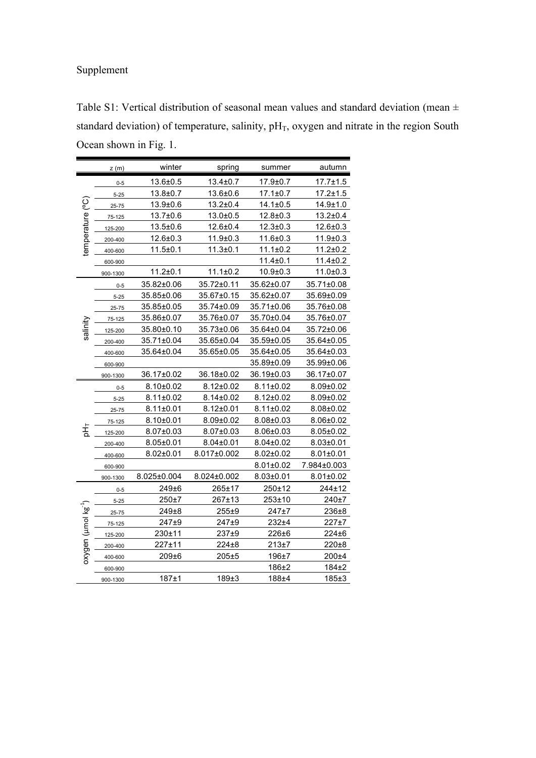Supplement

Table S1: Vertical distribution of seasonal mean values and standard deviation (mean ± standard deviation) of temperature, salinity, $pH_T$, oxygen and nitrate in the region South Ocean shown in Fig. 1.

| | z (m) | winter | spring | summer | autumn |
|---|---|---|---|---|---|
| temperature (ºC) | 0-5 | 13.6±0.5 | 13.4±0.7 | 17.9±0.7 | 17.7±1.5 |
| | 5-25 | 13.8±0.7 | 13.6±0.6 | 17.1±0.7 | 17.2±1.5 |
| | 25-75 | 13.9±0.6 | 13.2±0.4 | 14.1±0.5 | 14.9±1.0 |
| | 75-125 | 13.7±0.6 | 13.0±0.5 | 12.8±0.3 | 13.2±0.4 |
| | 125-200 | 13.5±0.6 | 12.6±0.4 | 12.3±0.3 | 12.6±0.3 |
| | 200-400 | 12.6±0.3 | 11.9±0.3 | 11.6±0.3 | 11.9±0.3 |
| | 400-600 | 11.5±0.1 | 11.3±0.1 | 11.1±0.2 | 11.2±0.2 |
| | 600-900 | | | 11.4±0.1 | 11.4±0.2 |
| | 900-1300 | 11.2±0.1 | 11.1±0.2 | 10.9±0.3 | 11.0±0.3 |
| salinity | 0-5 | 35.82±0.06 | 35.72±0.11 | 35.62±0.07 | 35.71±0.08 |
| | 5-25 | 35.85±0.06 | 35.67±0.15 | 35.62±0.07 | 35.69±0.09 |
| | 25-75 | 35.85±0.05 | 35.74±0.09 | 35.71±0.06 | 35.76±0.08 |
| | 75-125 | 35.86±0.07 | 35.76±0.07 | 35.70±0.04 | 35.76±0.07 |
| | 125-200 | 35.80±0.10 | 35.73±0.06 | 35.64±0.04 | 35.72±0.06 |
| | 200-400 | 35.71±0.04 | 35.65±0.04 | 35.59±0.05 | 35.64±0.05 |
| | 400-600 | 35.64±0.04 | 35.65±0.05 | 35.64±0.05 | 35.64±0.03 |
| | 600-900 | | | 35.89±0.09 | 35.99±0.06 |
| | 900-1300 | 36.17±0.02 | 36.18±0.02 | 36.19±0.03 | 36.17±0.07 |
| $pH_T$ | 0-5 | 8.10±0.02 | 8.12±0.02 | 8.11±0.02 | 8.09±0.02 |
| | 5-25 | 8.11±0.02 | 8.14±0.02 | 8.12±0.02 | 8.09±0.02 |
| | 25-75 | 8.11±0.01 | 8.12±0.01 | 8.11±0.02 | 8.08±0.02 |
| | 75-125 | 8.10±0.01 | 8.09±0.02 | 8.08±0.03 | 8.06±0.02 |
| | 125-200 | 8.07±0.03 | 8.07±0.03 | 8.06±0.03 | 8.05±0.02 |
| | 200-400 | 8.05±0.01 | 8.04±0.01 | 8.04±0.02 | 8.03±0.01 |
| | 400-600 | 8.02±0.01 | 8.017±0.002 | 8.02±0.02 | 8.01±0.01 |
| | 600-900 | | | 8.01±0.02 | 7.984±0.003 |
| | 900-1300 | 8.025±0.004 | 8.024±0.002 | 8.03±0.01 | 8.01±0.02 |
| oxygen (µmol $kg^{-1}$) | 0-5 | 249±6 | 265±17 | 250±12 | 244±12 |
| | 5-25 | 250±7 | 267±13 | 253±10 | 240±7 |
| | 25-75 | 249±8 | 255±9 | 247±7 | 236±8 |
| | 75-125 | 247±9 | 247±9 | 232±4 | 227±7 |
| | 125-200 | 230±11 | 237±9 | 226±6 | 224±6 |
| | 200-400 | 227±11 | 224±8 | 213±7 | 220±8 |
| | 400-600 | 209±6 | 205±5 | 196±7 | 200±4 |
| | 600-900 | | | 186±2 | 184±2 |
| | 900-1300 | 187±1 | 189±3 | 188±4 | 185±3 |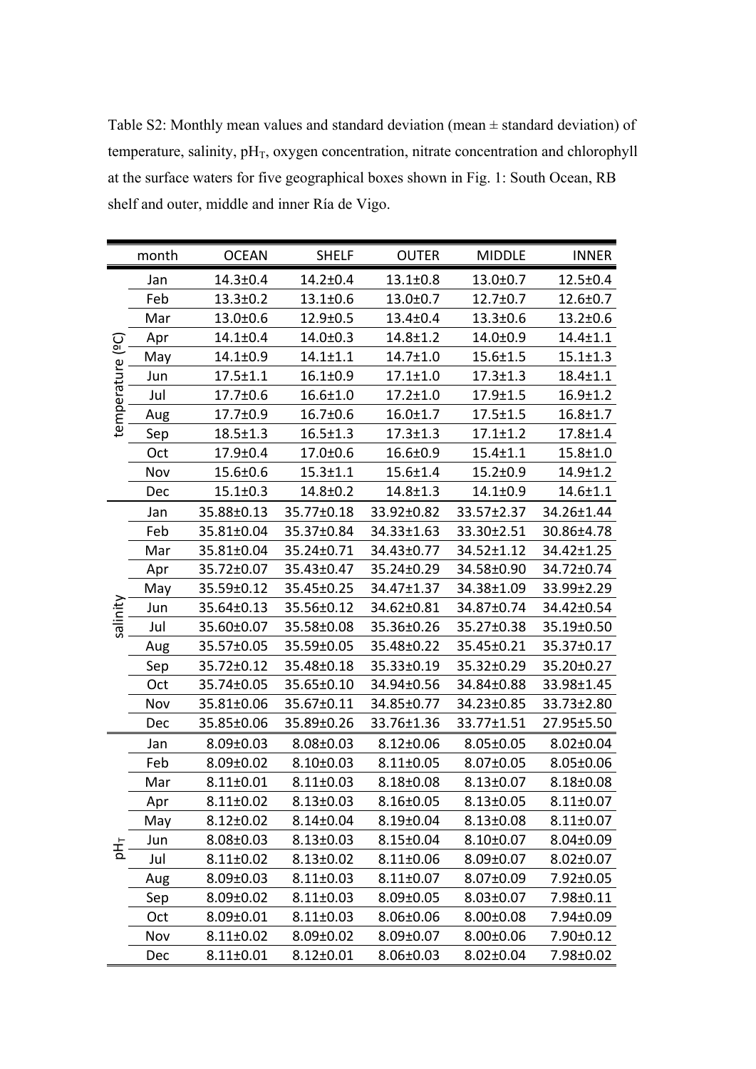Table S2: Monthly mean values and standard deviation (mean ± standard deviation) of temperature, salinity, $pH_T$, oxygen concentration, nitrate concentration and chlorophyll at the surface waters for five geographical boxes shown in Fig. 1: South Ocean, RB shelf and outer, middle and inner Ría de Vigo.

| | month | OCEAN | SHELF | OUTER | MIDDLE | INNER |
|---|---|---|---|---|---|---|
| temperature (ºC) | Jan | 14.3±0.4 | 14.2±0.4 | 13.1±0.8 | 13.0±0.7 | 12.5±0.4 |
| | Feb | 13.3±0.2 | 13.1±0.6 | 13.0±0.7 | 12.7±0.7 | 12.6±0.7 |
| | Mar | 13.0±0.6 | 12.9±0.5 | 13.4±0.4 | 13.3±0.6 | 13.2±0.6 |
| | Apr | 14.1±0.4 | 14.0±0.3 | 14.8±1.2 | 14.0±0.9 | 14.4±1.1 |
| | May | 14.1±0.9 | 14.1±1.1 | 14.7±1.0 | 15.6±1.5 | 15.1±1.3 |
| | Jun | 17.5±1.1 | 16.1±0.9 | 17.1±1.0 | 17.3±1.3 | 18.4±1.1 |
| | Jul | 17.7±0.6 | 16.6±1.0 | 17.2±1.0 | 17.9±1.5 | 16.9±1.2 |
| | Aug | 17.7±0.9 | 16.7±0.6 | 16.0±1.7 | 17.5±1.5 | 16.8±1.7 |
| | Sep | 18.5±1.3 | 16.5±1.3 | 17.3±1.3 | 17.1±1.2 | 17.8±1.4 |
| | Oct | 17.9±0.4 | 17.0±0.6 | 16.6±0.9 | 15.4±1.1 | 15.8±1.0 |
| | Nov | 15.6±0.6 | 15.3±1.1 | 15.6±1.4 | 15.2±0.9 | 14.9±1.2 |
| | Dec | 15.1±0.3 | 14.8±0.2 | 14.8±1.3 | 14.1±0.9 | 14.6±1.1 |
| salinity | Jan | 35.88±0.13 | 35.77±0.18 | 33.92±0.82 | 33.57±2.37 | 34.26±1.44 |
| | Feb | 35.81±0.04 | 35.37±0.84 | 34.33±1.63 | 33.30±2.51 | 30.86±4.78 |
| | Mar | 35.81±0.04 | 35.24±0.71 | 34.43±0.77 | 34.52±1.12 | 34.42±1.25 |
| | Apr | 35.72±0.07 | 35.43±0.47 | 35.24±0.29 | 34.58±0.90 | 34.72±0.74 |
| | May | 35.59±0.12 | 35.45±0.25 | 34.47±1.37 | 34.38±1.09 | 33.99±2.29 |
| | Jun | 35.64±0.13 | 35.56±0.12 | 34.62±0.81 | 34.87±0.74 | 34.42±0.54 |
| | Jul | 35.60±0.07 | 35.58±0.08 | 35.36±0.26 | 35.27±0.38 | 35.19±0.50 |
| | Aug | 35.57±0.05 | 35.59±0.05 | 35.48±0.22 | 35.45±0.21 | 35.37±0.17 |
| | Sep | 35.72±0.12 | 35.48±0.18 | 35.33±0.19 | 35.32±0.29 | 35.20±0.27 |
| | Oct | 35.74±0.05 | 35.65±0.10 | 34.94±0.56 | 34.84±0.88 | 33.98±1.45 |
| | Nov | 35.81±0.06 | 35.67±0.11 | 34.85±0.77 | 34.23±0.85 | 33.73±2.80 |
| | Dec | 35.85±0.06 | 35.89±0.26 | 33.76±1.36 | 33.77±1.51 | 27.95±5.50 |
| $pH_T$ | Jan | 8.09±0.03 | 8.08±0.03 | 8.12±0.06 | 8.05±0.05 | 8.02±0.04 |
| | Feb | 8.09±0.02 | 8.10±0.03 | 8.11±0.05 | 8.07±0.05 | 8.05±0.06 |
| | Mar | 8.11±0.01 | 8.11±0.03 | 8.18±0.08 | 8.13±0.07 | 8.18±0.08 |
| | Apr | 8.11±0.02 | 8.13±0.03 | 8.16±0.05 | 8.13±0.05 | 8.11±0.07 |
| | May | 8.12±0.02 | 8.14±0.04 | 8.19±0.04 | 8.13±0.08 | 8.11±0.07 |
| | Jun | 8.08±0.03 | 8.13±0.03 | 8.15±0.04 | 8.10±0.07 | 8.04±0.09 |
| | Jul | 8.11±0.02 | 8.13±0.02 | 8.11±0.06 | 8.09±0.07 | 8.02±0.07 |
| | Aug | 8.09±0.03 | 8.11±0.03 | 8.11±0.07 | 8.07±0.09 | 7.92±0.05 |
| | Sep | 8.09±0.02 | 8.11±0.03 | 8.09±0.05 | 8.03±0.07 | 7.98±0.11 |
| | Oct | 8.09±0.01 | 8.11±0.03 | 8.06±0.06 | 8.00±0.08 | 7.94±0.09 |
| | Nov | 8.11±0.02 | 8.09±0.02 | 8.09±0.07 | 8.00±0.06 | 7.90±0.12 |
| | Dec | 8.11±0.01 | 8.12±0.01 | 8.06±0.03 | 8.02±0.04 | 7.98±0.02 |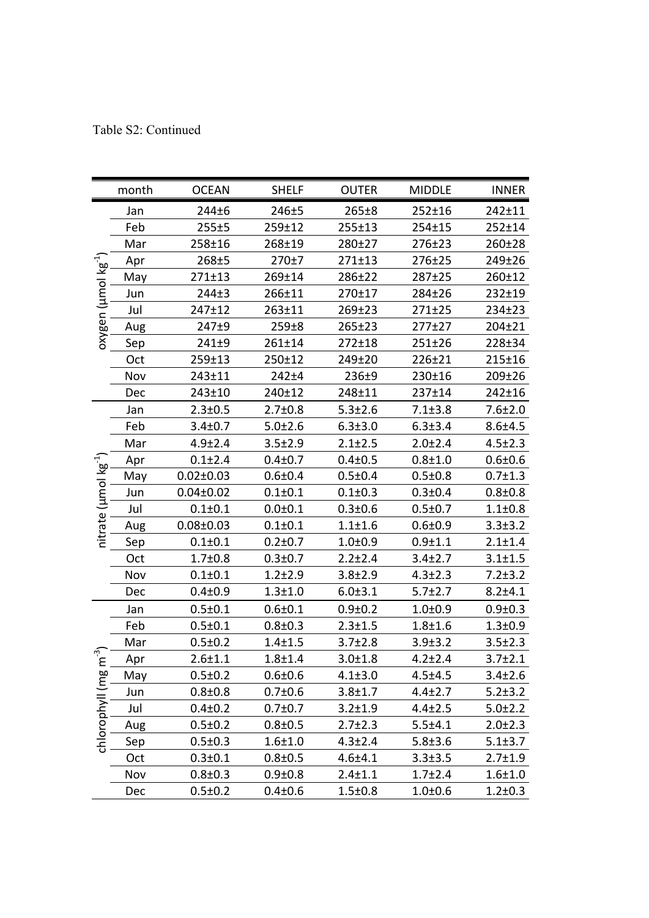Table S2: Continued

| | month | OCEAN | SHELF | OUTER | MIDDLE | INNER |
|---|---|---|---|---|---|---|
| oxygen (µmol $kg^{-1}$) | Jan | 244±6 | 246±5 | 265±8 | 252±16 | 242±11 |
| | Feb | 255±5 | 259±12 | 255±13 | 254±15 | 252±14 |
| | Mar | 258±16 | 268±19 | 280±27 | 276±23 | 260±28 |
| | Apr | 268±5 | 270±7 | 271±13 | 276±25 | 249±26 |
| | May | 271±13 | 269±14 | 286±22 | 287±25 | 260±12 |
| | Jun | 244±3 | 266±11 | 270±17 | 284±26 | 232±19 |
| | Jul | 247±12 | 263±11 | 269±23 | 271±25 | 234±23 |
| | Aug | 247±9 | 259±8 | 265±23 | 277±27 | 204±21 |
| | Sep | 241±9 | 261±14 | 272±18 | 251±26 | 228±34 |
| | Oct | 259±13 | 250±12 | 249±20 | 226±21 | 215±16 |
| | Nov | 243±11 | 242±4 | 236±9 | 230±16 | 209±26 |
| | Dec | 243±10 | 240±12 | 248±11 | 237±14 | 242±16 |
| nitrate (µmol $kg^{-1}$) | Jan | 2.3±0.5 | 2.7±0.8 | 5.3±2.6 | 7.1±3.8 | 7.6±2.0 |
| | Feb | 3.4±0.7 | 5.0±2.6 | 6.3±3.0 | 6.3±3.4 | 8.6±4.5 |
| | Mar | 4.9±2.4 | 3.5±2.9 | 2.1±2.5 | 2.0±2.4 | 4.5±2.3 |
| | Apr | 0.1±2.4 | 0.4±0.7 | 0.4±0.5 | 0.8±1.0 | 0.6±0.6 |
| | May | 0.02±0.03 | 0.6±0.4 | 0.5±0.4 | 0.5±0.8 | 0.7±1.3 |
| | Jun | 0.04±0.02 | 0.1±0.1 | 0.1±0.3 | 0.3±0.4 | 0.8±0.8 |
| | Jul | 0.1±0.1 | 0.0±0.1 | 0.3±0.6 | 0.5±0.7 | 1.1±0.8 |
| | Aug | 0.08±0.03 | 0.1±0.1 | 1.1±1.6 | 0.6±0.9 | 3.3±3.2 |
| | Sep | 0.1±0.1 | 0.2±0.7 | 1.0±0.9 | 0.9±1.1 | 2.1±1.4 |
| | Oct | 1.7±0.8 | 0.3±0.7 | 2.2±2.4 | 3.4±2.7 | 3.1±1.5 |
| | Nov | 0.1±0.1 | 1.2±2.9 | 3.8±2.9 | 4.3±2.3 | 7.2±3.2 |
| | Dec | 0.4±0.9 | 1.3±1.0 | 6.0±3.1 | 5.7±2.7 | 8.2±4.1 |
| chlorophyll (mg $m^{-3}$) | Jan | 0.5±0.1 | 0.6±0.1 | 0.9±0.2 | 1.0±0.9 | 0.9±0.3 |
| | Feb | 0.5±0.1 | 0.8±0.3 | 2.3±1.5 | 1.8±1.6 | 1.3±0.9 |
| | Mar | 0.5±0.2 | 1.4±1.5 | 3.7±2.8 | 3.9±3.2 | 3.5±2.3 |
| | Apr | 2.6±1.1 | 1.8±1.4 | 3.0±1.8 | 4.2±2.4 | 3.7±2.1 |
| | May | 0.5±0.2 | 0.6±0.6 | 4.1±3.0 | 4.5±4.5 | 3.4±2.6 |
| | Jun | 0.8±0.8 | 0.7±0.6 | 3.8±1.7 | 4.4±2.7 | 5.2±3.2 |
| | Jul | 0.4±0.2 | 0.7±0.7 | 3.2±1.9 | 4.4±2.5 | 5.0±2.2 |
| | Aug | 0.5±0.2 | 0.8±0.5 | 2.7±2.3 | 5.5±4.1 | 2.0±2.3 |
| | Sep | 0.5±0.3 | 1.6±1.0 | 4.3±2.4 | 5.8±3.6 | 5.1±3.7 |
| | Oct | 0.3±0.1 | 0.8±0.5 | 4.6±4.1 | 3.3±3.5 | 2.7±1.9 |
| | Nov | 0.8±0.3 | 0.9±0.8 | 2.4±1.1 | 1.7±2.4 | 1.6±1.0 |
| | Dec | 0.5±0.2 | 0.4±0.6 | 1.5±0.8 | 1.0±0.6 | 1.2±0.3 |